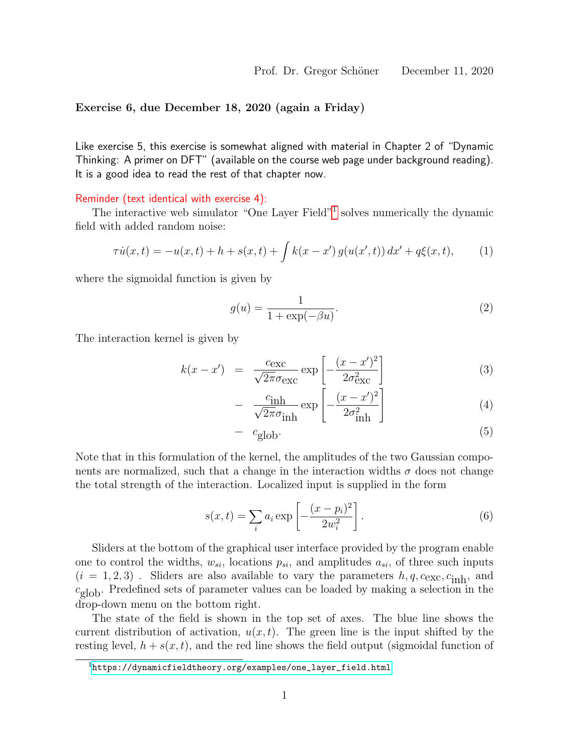Prof. Dr. Gregor Schöner    December 11, 2020

**Exercise 6, due December 18, 2020 (again a Friday)**

Like exercise 5, this exercise is somewhat aligned with material in Chapter 2 of "Dynamic Thinking: A primer on DFT" (available on the course web page under background reading). It is a good idea to read the rest of that chapter now.

Reminder (text identical with exercise 4):

The interactive web simulator "One Layer Field"[1] solves numerically the dynamic field with added random noise:

$$\tau \dot{u}(x,t) = -u(x,t) + h + s(x,t) + \int k(x-x')\, g(u(x',t))\, dx' + q\xi(x,t), \tag{1}$$

where the sigmoidal function is given by

$$g(u) = \frac{1}{1+\exp(-\beta u)}. \tag{2}$$

The interaction kernel is given by

$$k(x-x') = \frac{c_{\text{exc}}}{\sqrt{2\pi}\sigma_{\text{exc}}} \exp\left[-\frac{(x-x')^2}{2\sigma_{\text{exc}}^2}\right] \tag{3}$$

$$- \frac{c_{\text{inh}}}{\sqrt{2\pi}\sigma_{\text{inh}}} \exp\left[-\frac{(x-x')^2}{2\sigma_{\text{inh}}^2}\right] \tag{4}$$

$$- c_{\text{glob}}. \tag{5}$$

Note that in this formulation of the kernel, the amplitudes of the two Gaussian components are normalized, such that a change in the interaction widths $\sigma$ does not change the total strength of the interaction. Localized input is supplied in the form

$$s(x,t) = \sum_i a_i \exp\left[-\frac{(x-p_i)^2}{2w_i^2}\right]. \tag{6}$$

Sliders at the bottom of the graphical user interface provided by the program enable one to control the widths, $w_{si}$, locations $p_{si}$, and amplitudes $a_{si}$, of three such inputs ($i = 1,2,3$) . Sliders are also available to vary the parameters $h, q, c_{\text{exc}}, c_{\text{inh}}$, and $c_{\text{glob}}$. Predefined sets of parameter values can be loaded by making a selection in the drop-down menu on the bottom right.

The state of the field is shown in the top set of axes. The blue line shows the current distribution of activation, $u(x,t)$. The green line is the input shifted by the resting level, $h + s(x,t)$, and the red line shows the field output (sigmoidal function of

[1] https://dynamicfieldtheory.org/examples/one_layer_field.html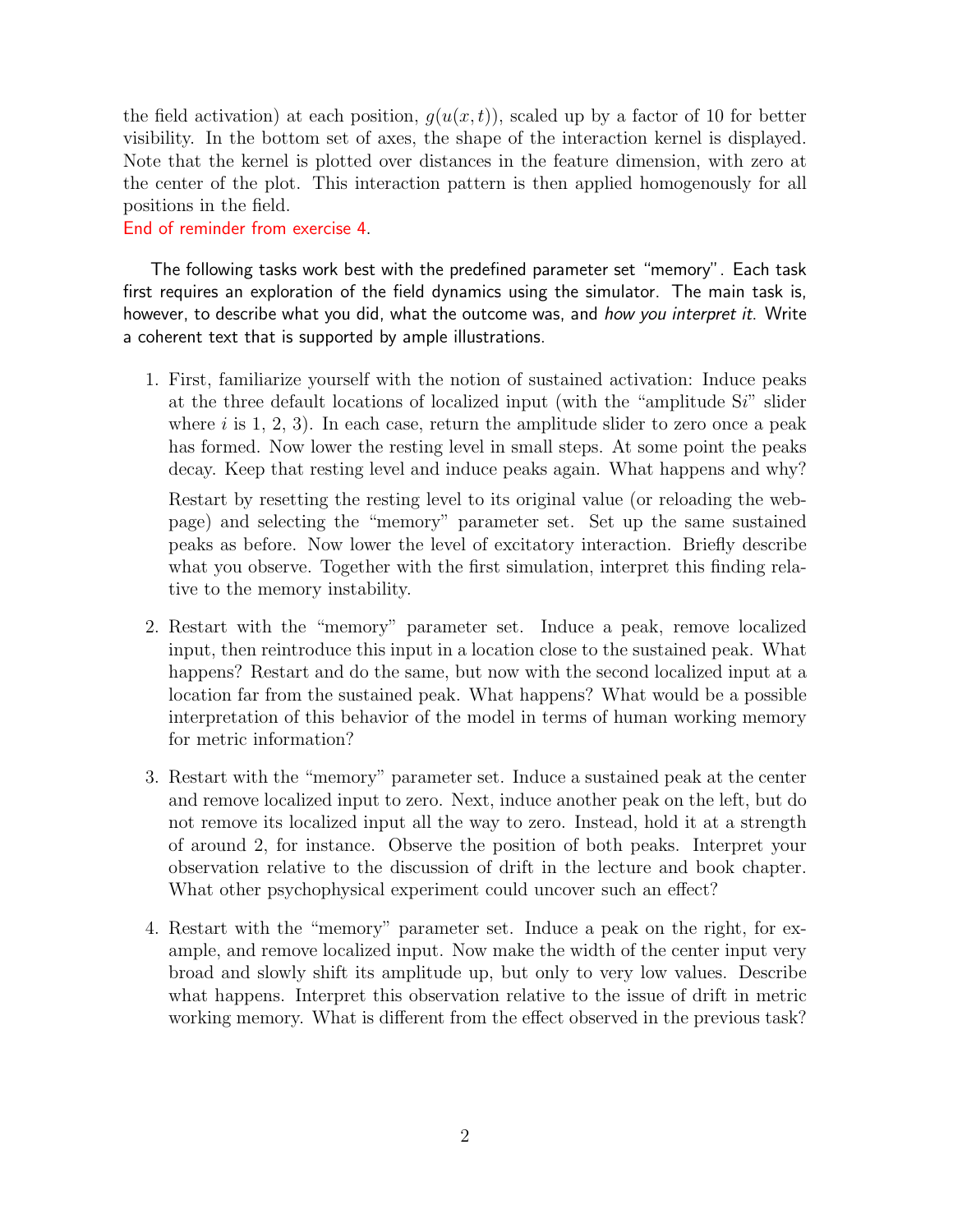the field activation) at each position, $g(u(x,t))$, scaled up by a factor of 10 for better visibility. In the bottom set of axes, the shape of the interaction kernel is displayed. Note that the kernel is plotted over distances in the feature dimension, with zero at the center of the plot. This interaction pattern is then applied homogenously for all positions in the field.
End of reminder from exercise 4.

The following tasks work best with the predefined parameter set "memory". Each task first requires an exploration of the field dynamics using the simulator. The main task is, however, to describe what you did, what the outcome was, and *how you interpret it*. Write a coherent text that is supported by ample illustrations.

1. First, familiarize yourself with the notion of sustained activation: Induce peaks at the three default locations of localized input (with the "amplitude S$i$" slider where $i$ is 1, 2, 3). In each case, return the amplitude slider to zero once a peak has formed. Now lower the resting level in small steps. At some point the peaks decay. Keep that resting level and induce peaks again. What happens and why?

   Restart by resetting the resting level to its original value (or reloading the webpage) and selecting the "memory" parameter set. Set up the same sustained peaks as before. Now lower the level of excitatory interaction. Briefly describe what you observe. Together with the first simulation, interpret this finding relative to the memory instability.

2. Restart with the "memory" parameter set. Induce a peak, remove localized input, then reintroduce this input in a location close to the sustained peak. What happens? Restart and do the same, but now with the second localized input at a location far from the sustained peak. What happens? What would be a possible interpretation of this behavior of the model in terms of human working memory for metric information?

3. Restart with the "memory" parameter set. Induce a sustained peak at the center and remove localized input to zero. Next, induce another peak on the left, but do not remove its localized input all the way to zero. Instead, hold it at a strength of around 2, for instance. Observe the position of both peaks. Interpret your observation relative to the discussion of drift in the lecture and book chapter. What other psychophysical experiment could uncover such an effect?

4. Restart with the "memory" parameter set. Induce a peak on the right, for example, and remove localized input. Now make the width of the center input very broad and slowly shift its amplitude up, but only to very low values. Describe what happens. Interpret this observation relative to the issue of drift in metric working memory. What is different from the effect observed in the previous task?